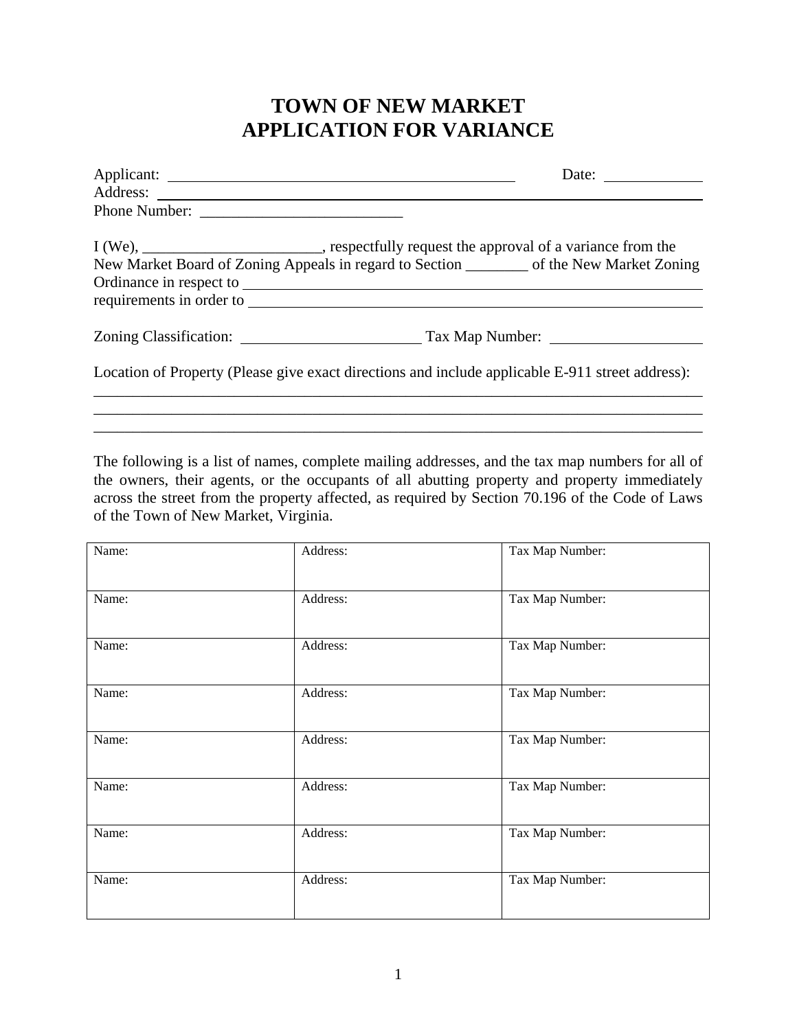# TOWN OF NEW MARKET
# APPLICATION FOR VARIANCE

Applicant: ______________________________________________ Date: ____________

Address: ________________________________________________________________________

Phone Number: ___________________________

I (We), _______________________, respectfully request the approval of a variance from the New Market Board of Zoning Appeals in regard to Section ________ of the New Market Zoning Ordinance in respect to ______________________________________________________________ requirements in order to ____________________________________________________________

Zoning Classification: _______________________ Tax Map Number: ___________________

Location of Property (Please give exact directions and include applicable E-911 street address):

________________________________________________________________________________

________________________________________________________________________________

________________________________________________________________________________

The following is a list of names, complete mailing addresses, and the tax map numbers for all of the owners, their agents, or the occupants of all abutting property and property immediately across the street from the property affected, as required by Section 70.196 of the Code of Laws of the Town of New Market, Virginia.

| Name: | Address: | Tax Map Number: |
|---|---|---|
| Name: | Address: | Tax Map Number: |
| Name: | Address: | Tax Map Number: |
| Name: | Address: | Tax Map Number: |
| Name: | Address: | Tax Map Number: |
| Name: | Address: | Tax Map Number: |
| Name: | Address: | Tax Map Number: |
| Name: | Address: | Tax Map Number: |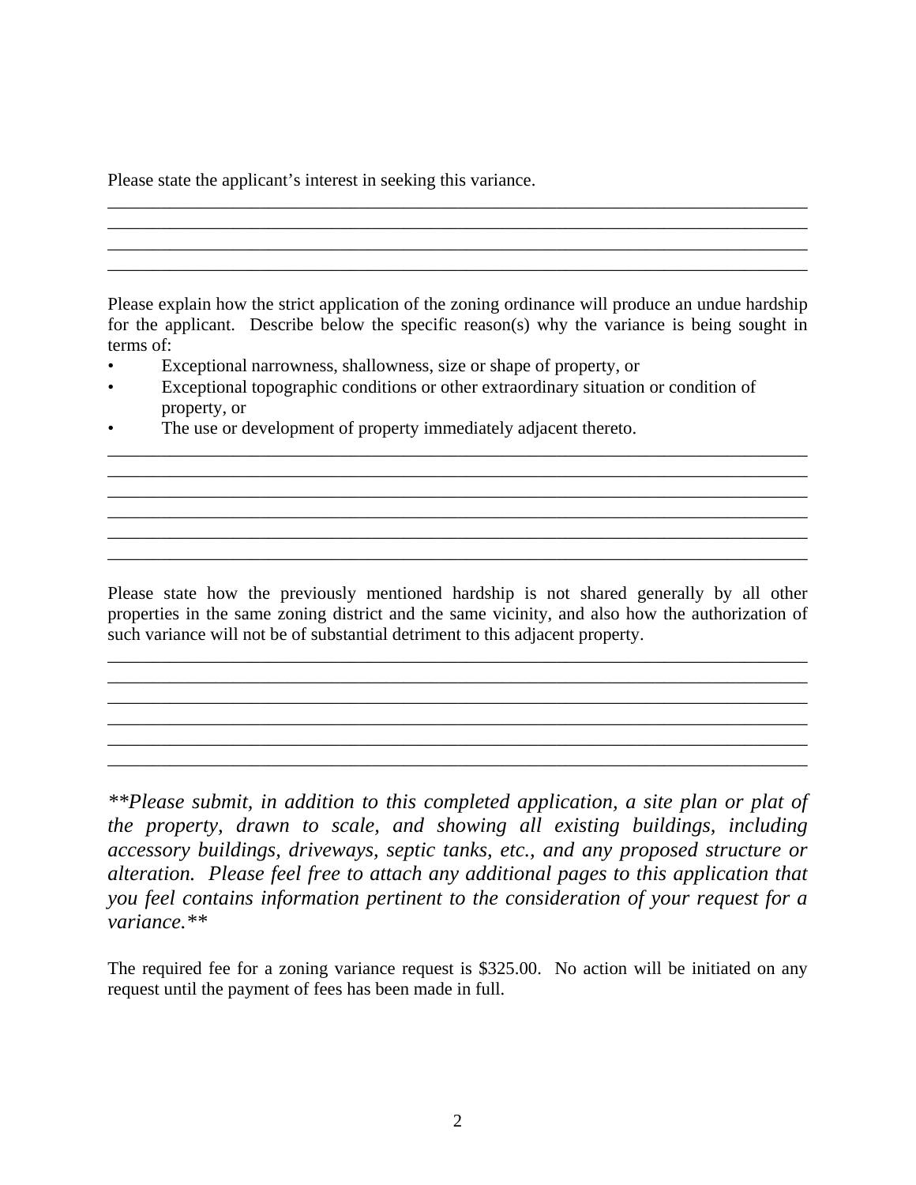Please state the applicant's interest in seeking this variance.

________________________________________________________________________________
________________________________________________________________________________
________________________________________________________________________________
________________________________________________________________________________

Please explain how the strict application of the zoning ordinance will produce an undue hardship for the applicant. Describe below the specific reason(s) why the variance is being sought in terms of:

- Exceptional narrowness, shallowness, size or shape of property, or
- Exceptional topographic conditions or other extraordinary situation or condition of property, or
- The use or development of property immediately adjacent thereto.

________________________________________________________________________________
________________________________________________________________________________
________________________________________________________________________________
________________________________________________________________________________
________________________________________________________________________________
________________________________________________________________________________

Please state how the previously mentioned hardship is not shared generally by all other properties in the same zoning district and the same vicinity, and also how the authorization of such variance will not be of substantial detriment to this adjacent property.

________________________________________________________________________________
________________________________________________________________________________
________________________________________________________________________________
________________________________________________________________________________
________________________________________________________________________________
________________________________________________________________________________

*\*\*Please submit, in addition to this completed application, a site plan or plat of the property, drawn to scale, and showing all existing buildings, including accessory buildings, driveways, septic tanks, etc., and any proposed structure or alteration. Please feel free to attach any additional pages to this application that you feel contains information pertinent to the consideration of your request for a variance.\*\**

The required fee for a zoning variance request is $325.00. No action will be initiated on any request until the payment of fees has been made in full.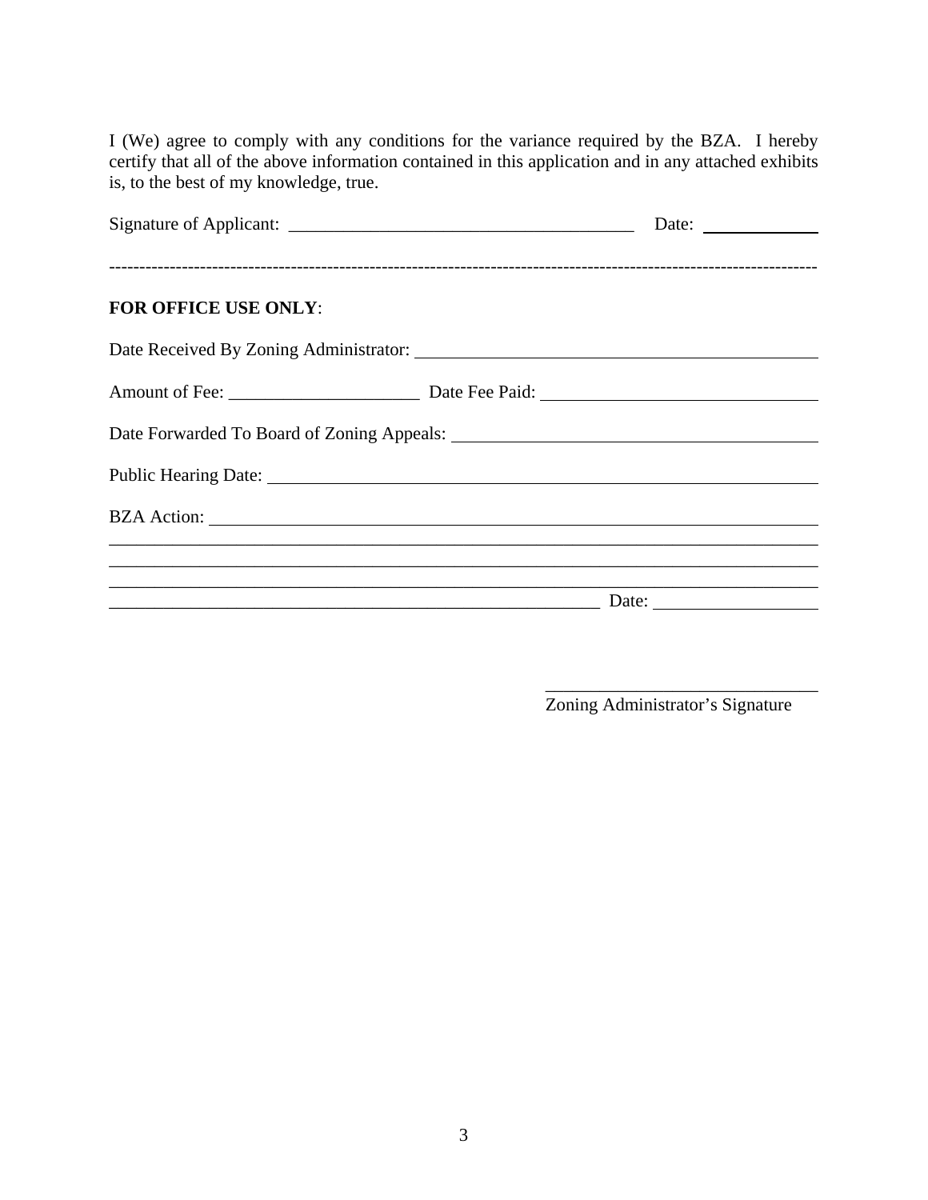I (We) agree to comply with any conditions for the variance required by the BZA. I hereby certify that all of the above information contained in this application and in any attached exhibits is, to the best of my knowledge, true.

Signature of Applicant: ______________________________________ Date: ____________

---

**FOR OFFICE USE ONLY**:

Date Received By Zoning Administrator: ________________________________________________

Amount of Fee: ______________________ Date Fee Paid: ______________________________

Date Forwarded To Board of Zoning Appeals: ______________________________________

Public Hearing Date: ____________________________________________________________

BZA Action: ____________________________________________________________________

________________________________________________________________________________

________________________________________________________________________________

________________________________________________________________________________

________________________________________________________ Date: __________________

______________________________
Zoning Administrator's Signature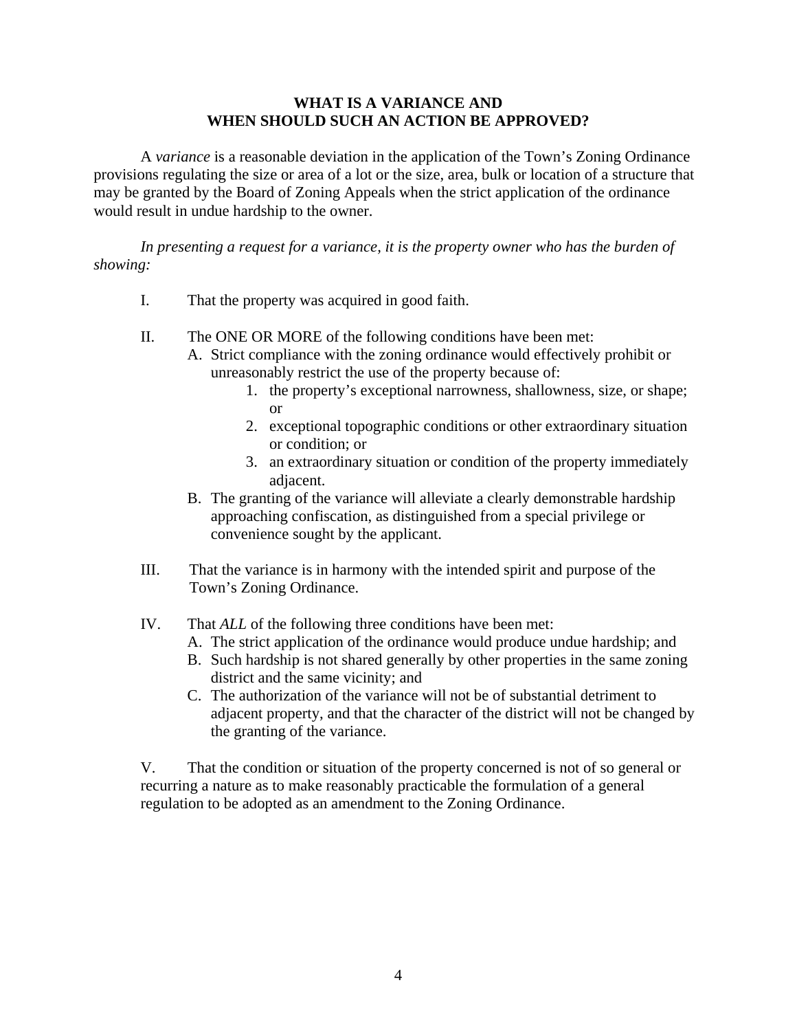## WHAT IS A VARIANCE AND WHEN SHOULD SUCH AN ACTION BE APPROVED?

A *variance* is a reasonable deviation in the application of the Town's Zoning Ordinance provisions regulating the size or area of a lot or the size, area, bulk or location of a structure that may be granted by the Board of Zoning Appeals when the strict application of the ordinance would result in undue hardship to the owner.

*In presenting a request for a variance, it is the property owner who has the burden of showing:*

I. That the property was acquired in good faith.

II. The ONE OR MORE of the following conditions have been met:
   - A. Strict compliance with the zoning ordinance would effectively prohibit or unreasonably restrict the use of the property because of:
     1. the property's exceptional narrowness, shallowness, size, or shape; or
     2. exceptional topographic conditions or other extraordinary situation or condition; or
     3. an extraordinary situation or condition of the property immediately adjacent.
   - B. The granting of the variance will alleviate a clearly demonstrable hardship approaching confiscation, as distinguished from a special privilege or convenience sought by the applicant.

III. That the variance is in harmony with the intended spirit and purpose of the Town's Zoning Ordinance.

IV. That *ALL* of the following three conditions have been met:
   - A. The strict application of the ordinance would produce undue hardship; and
   - B. Such hardship is not shared generally by other properties in the same zoning district and the same vicinity; and
   - C. The authorization of the variance will not be of substantial detriment to adjacent property, and that the character of the district will not be changed by the granting of the variance.

V. That the condition or situation of the property concerned is not of so general or recurring a nature as to make reasonably practicable the formulation of a general regulation to be adopted as an amendment to the Zoning Ordinance.